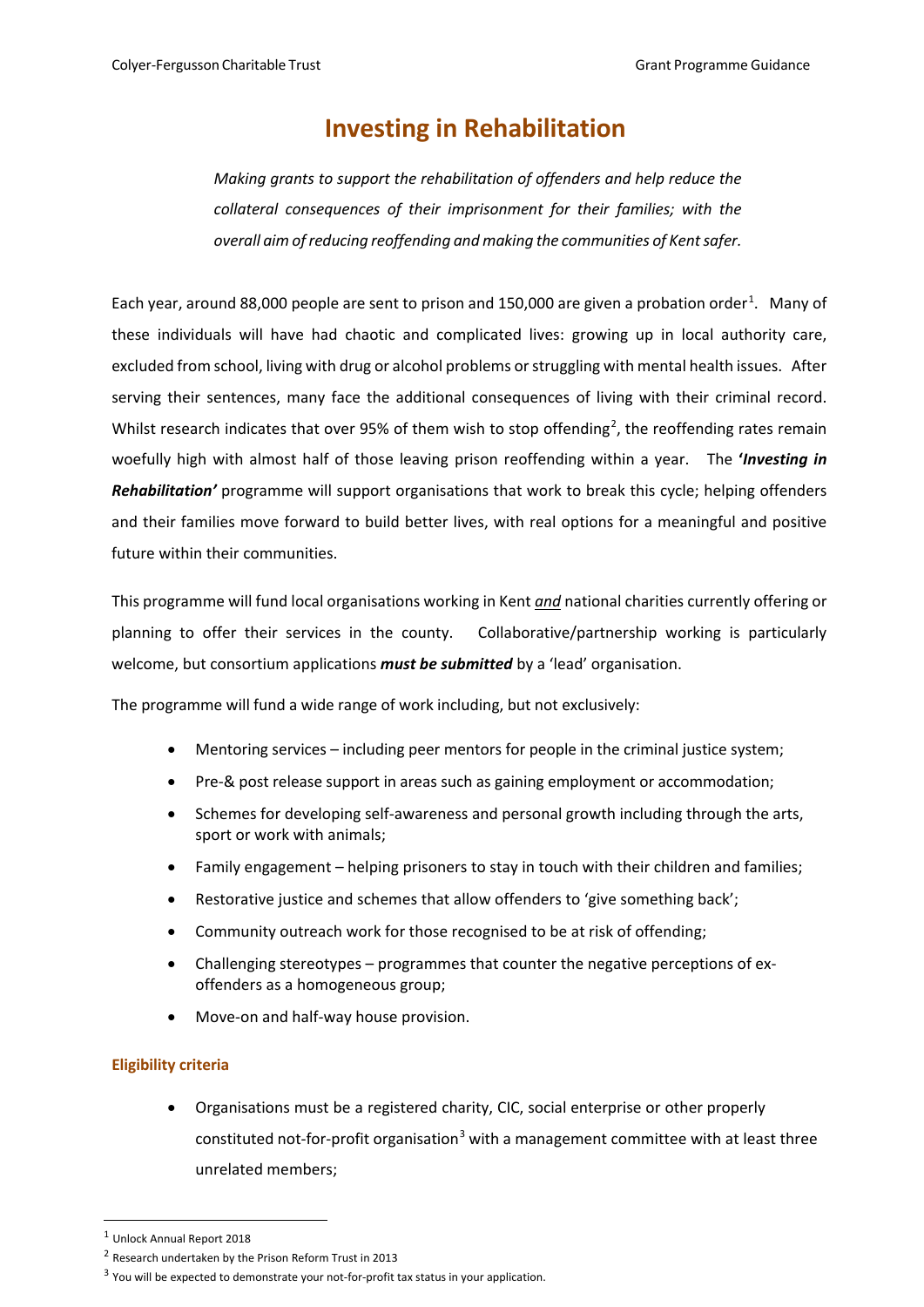# Investing in Rehabilitation

*Making grants to support the rehabilitation of offenders and help reduce the collateral consequences of their imprisonment for their families; with the overall aim of reducing reoffending and making the communities of Kent safer.*

Each year, around 88,000 people are sent to prison and 150,000 are given a probation order[1]. Many of these individuals will have had chaotic and complicated lives: growing up in local authority care, excluded from school, living with drug or alcohol problems or struggling with mental health issues. After serving their sentences, many face the additional consequences of living with their criminal record. Whilst research indicates that over 95% of them wish to stop offending[2], the reoffending rates remain woefully high with almost half of those leaving prison reoffending within a year. The ***'Investing in Rehabilitation'*** programme will support organisations that work to break this cycle; helping offenders and their families move forward to build better lives, with real options for a meaningful and positive future within their communities.

This programme will fund local organisations working in Kent ***and*** national charities currently offering or planning to offer their services in the county. Collaborative/partnership working is particularly welcome, but consortium applications ***must be submitted*** by a 'lead' organisation.

The programme will fund a wide range of work including, but not exclusively:

- Mentoring services – including peer mentors for people in the criminal justice system;
- Pre-& post release support in areas such as gaining employment or accommodation;
- Schemes for developing self-awareness and personal growth including through the arts, sport or work with animals;
- Family engagement – helping prisoners to stay in touch with their children and families;
- Restorative justice and schemes that allow offenders to 'give something back';
- Community outreach work for those recognised to be at risk of offending;
- Challenging stereotypes – programmes that counter the negative perceptions of ex-offenders as a homogeneous group;
- Move-on and half-way house provision.

## Eligibility criteria

- Organisations must be a registered charity, CIC, social enterprise or other properly constituted not-for-profit organisation[3] with a management committee with at least three unrelated members;

---

[1] Unlock Annual Report 2018

[2] Research undertaken by the Prison Reform Trust in 2013

[3] You will be expected to demonstrate your not-for-profit tax status in your application.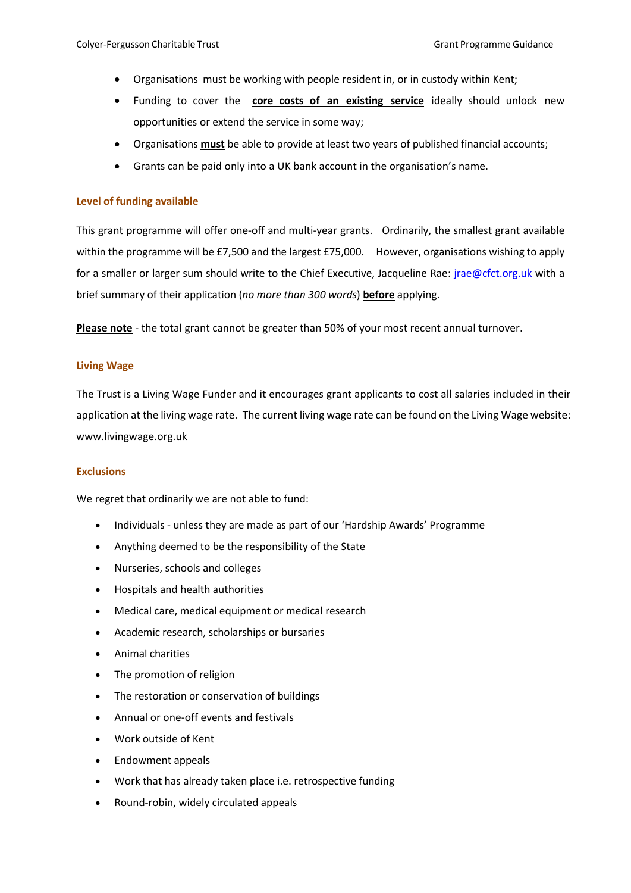- Organisations must be working with people resident in, or in custody within Kent;
- Funding to cover the **core costs of an existing service** ideally should unlock new opportunities or extend the service in some way;
- Organisations **must** be able to provide at least two years of published financial accounts;
- Grants can be paid only into a UK bank account in the organisation's name.

### Level of funding available

This grant programme will offer one-off and multi-year grants. Ordinarily, the smallest grant available within the programme will be £7,500 and the largest £75,000. However, organisations wishing to apply for a smaller or larger sum should write to the Chief Executive, Jacqueline Rae: jrae@cfct.org.uk with a brief summary of their application (*no more than 300 words*) **before** applying.

**Please note** - the total grant cannot be greater than 50% of your most recent annual turnover.

### Living Wage

The Trust is a Living Wage Funder and it encourages grant applicants to cost all salaries included in their application at the living wage rate. The current living wage rate can be found on the Living Wage website: www.livingwage.org.uk

### Exclusions

We regret that ordinarily we are not able to fund:

- Individuals - unless they are made as part of our 'Hardship Awards' Programme
- Anything deemed to be the responsibility of the State
- Nurseries, schools and colleges
- Hospitals and health authorities
- Medical care, medical equipment or medical research
- Academic research, scholarships or bursaries
- Animal charities
- The promotion of religion
- The restoration or conservation of buildings
- Annual or one-off events and festivals
- Work outside of Kent
- Endowment appeals
- Work that has already taken place i.e. retrospective funding
- Round-robin, widely circulated appeals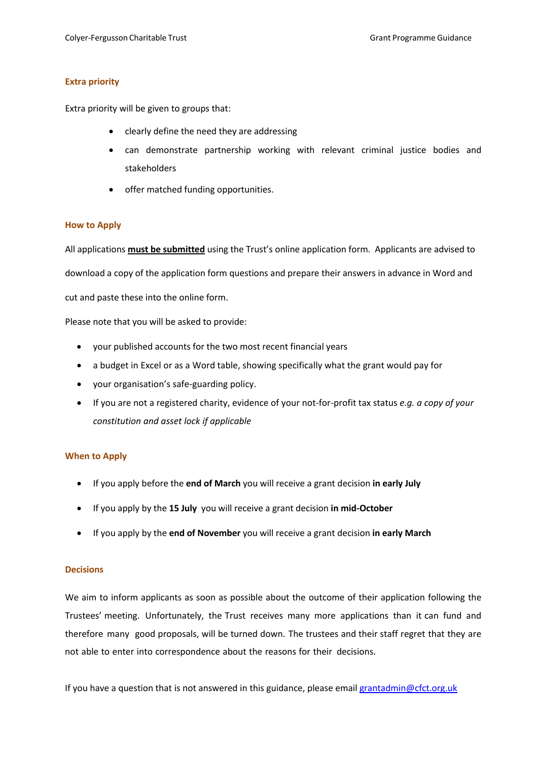## Extra priority

Extra priority will be given to groups that:

- clearly define the need they are addressing
- can demonstrate partnership working with relevant criminal justice bodies and stakeholders
- offer matched funding opportunities.

## How to Apply

All applications **must be submitted** using the Trust's online application form. Applicants are advised to download a copy of the application form questions and prepare their answers in advance in Word and cut and paste these into the online form.

Please note that you will be asked to provide:

- your published accounts for the two most recent financial years
- a budget in Excel or as a Word table, showing specifically what the grant would pay for
- your organisation's safe-guarding policy.
- If you are not a registered charity, evidence of your not-for-profit tax status *e.g. a copy of your constitution and asset lock if applicable*

## When to Apply

- If you apply before the **end of March** you will receive a grant decision **in early July**
- If you apply by the **15 July** you will receive a grant decision **in mid-October**
- If you apply by the **end of November** you will receive a grant decision **in early March**

## Decisions

We aim to inform applicants as soon as possible about the outcome of their application following the Trustees' meeting. Unfortunately, the Trust receives many more applications than it can fund and therefore many good proposals, will be turned down. The trustees and their staff regret that they are not able to enter into correspondence about the reasons for their decisions.

If you have a question that is not answered in this guidance, please email grantadmin@cfct.org.uk